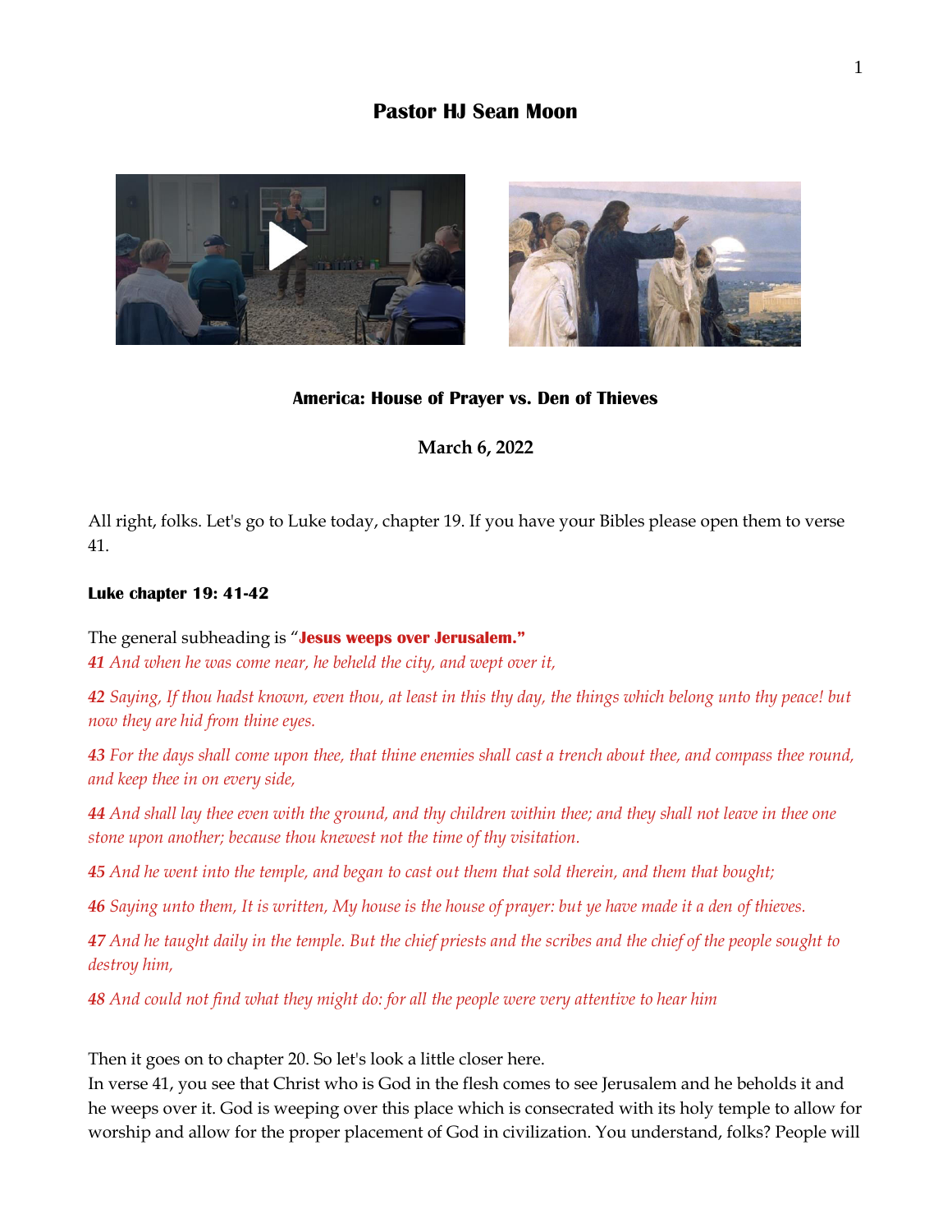# Pastor HJ Sean Moon

## America: House of Prayer vs. Den of Thieves

**March 6, 2022**

All right, folks. Let's go to Luke today, chapter 19. If you have your Bibles please open them to verse 41.

**Luke chapter 19: 41-42**

The general subheading is "**Jesus weeps over Jerusalem.**"

*41 And when he was come near, he beheld the city, and wept over it,*

*42 Saying, If thou hadst known, even thou, at least in this thy day, the things which belong unto thy peace! but now they are hid from thine eyes.*

*43 For the days shall come upon thee, that thine enemies shall cast a trench about thee, and compass thee round, and keep thee in on every side,*

*44 And shall lay thee even with the ground, and thy children within thee; and they shall not leave in thee one stone upon another; because thou knewest not the time of thy visitation.*

*45 And he went into the temple, and began to cast out them that sold therein, and them that bought;*

*46 Saying unto them, It is written, My house is the house of prayer: but ye have made it a den of thieves.*

*47 And he taught daily in the temple. But the chief priests and the scribes and the chief of the people sought to destroy him,*

*48 And could not find what they might do: for all the people were very attentive to hear him*

Then it goes on to chapter 20. So let's look a little closer here.
In verse 41, you see that Christ who is God in the flesh comes to see Jerusalem and he beholds it and he weeps over it. God is weeping over this place which is consecrated with its holy temple to allow for worship and allow for the proper placement of God in civilization. You understand, folks? People will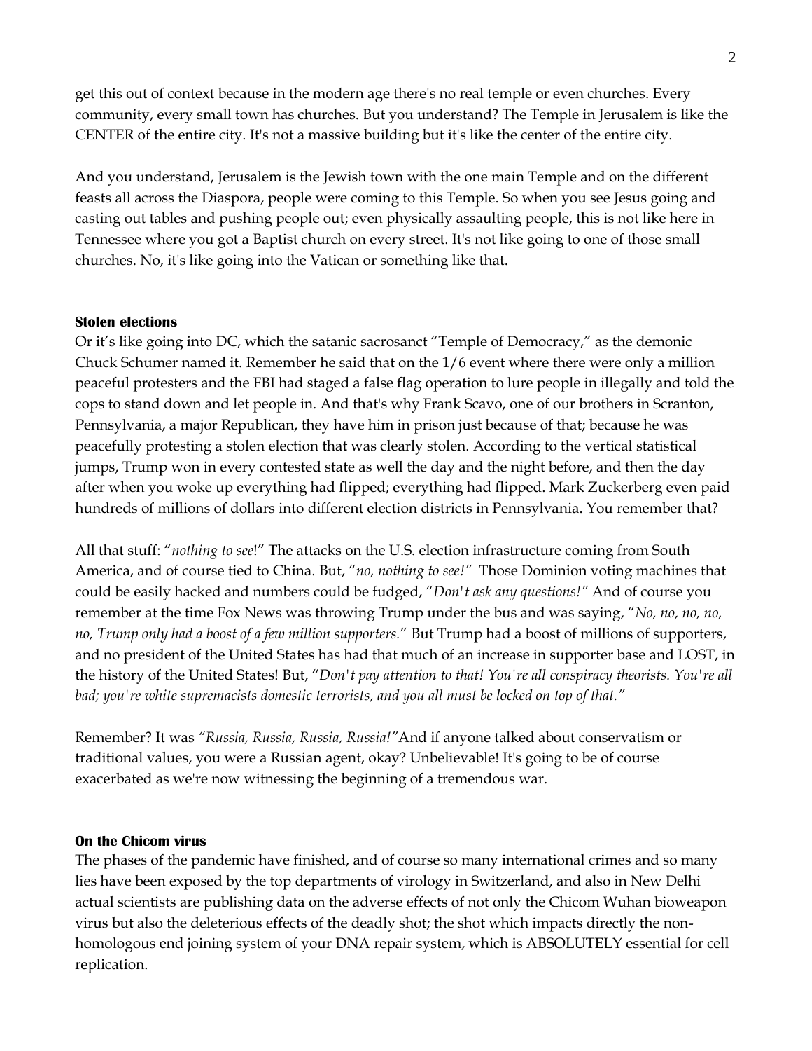get this out of context because in the modern age there's no real temple or even churches. Every community, every small town has churches. But you understand? The Temple in Jerusalem is like the CENTER of the entire city. It's not a massive building but it's like the center of the entire city.

And you understand, Jerusalem is the Jewish town with the one main Temple and on the different feasts all across the Diaspora, people were coming to this Temple. So when you see Jesus going and casting out tables and pushing people out; even physically assaulting people, this is not like here in Tennessee where you got a Baptist church on every street. It's not like going to one of those small churches. No, it's like going into the Vatican or something like that.

### Stolen elections

Or it's like going into DC, which the satanic sacrosanct "Temple of Democracy," as the demonic Chuck Schumer named it. Remember he said that on the 1/6 event where there were only a million peaceful protesters and the FBI had staged a false flag operation to lure people in illegally and told the cops to stand down and let people in. And that's why Frank Scavo, one of our brothers in Scranton, Pennsylvania, a major Republican, they have him in prison just because of that; because he was peacefully protesting a stolen election that was clearly stolen. According to the vertical statistical jumps, Trump won in every contested state as well the day and the night before, and then the day after when you woke up everything had flipped; everything had flipped. Mark Zuckerberg even paid hundreds of millions of dollars into different election districts in Pennsylvania. You remember that?

All that stuff: "*nothing to see*!" The attacks on the U.S. election infrastructure coming from South America, and of course tied to China. But, "*no, nothing to see!*" Those Dominion voting machines that could be easily hacked and numbers could be fudged, "*Don't ask any questions!*" And of course you remember at the time Fox News was throwing Trump under the bus and was saying, "*No, no, no, no, no, Trump only had a boost of a few million supporters.*" But Trump had a boost of millions of supporters, and no president of the United States has had that much of an increase in supporter base and LOST, in the history of the United States! But, "*Don't pay attention to that! You're all conspiracy theorists. You're all bad; you're white supremacists domestic terrorists, and you all must be locked on top of that.*"

Remember? It was *"Russia, Russia, Russia, Russia!"*And if anyone talked about conservatism or traditional values, you were a Russian agent, okay? Unbelievable! It's going to be of course exacerbated as we're now witnessing the beginning of a tremendous war.

### On the Chicom virus

The phases of the pandemic have finished, and of course so many international crimes and so many lies have been exposed by the top departments of virology in Switzerland, and also in New Delhi actual scientists are publishing data on the adverse effects of not only the Chicom Wuhan bioweapon virus but also the deleterious effects of the deadly shot; the shot which impacts directly the non-homologous end joining system of your DNA repair system, which is ABSOLUTELY essential for cell replication.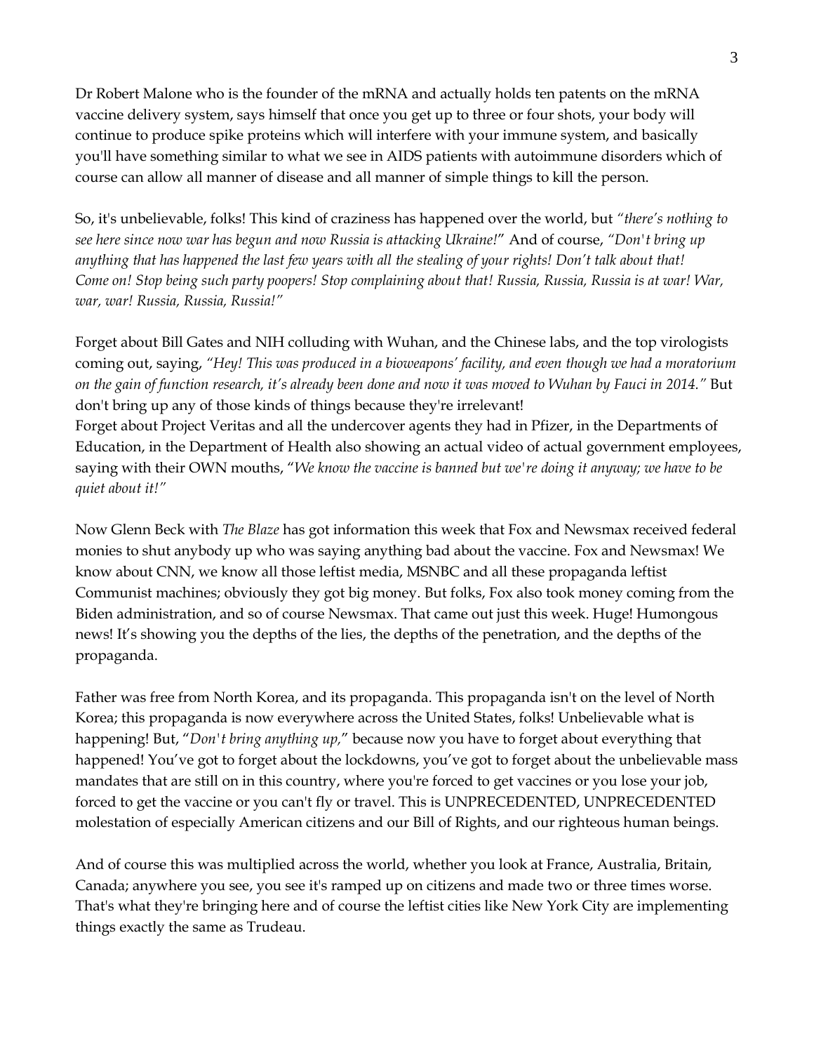Dr Robert Malone who is the founder of the mRNA and actually holds ten patents on the mRNA vaccine delivery system, says himself that once you get up to three or four shots, your body will continue to produce spike proteins which will interfere with your immune system, and basically you'll have something similar to what we see in AIDS patients with autoimmune disorders which of course can allow all manner of disease and all manner of simple things to kill the person.

So, it's unbelievable, folks! This kind of craziness has happened over the world, but *"there's nothing to see here since now war has begun and now Russia is attacking Ukraine!"* And of course, *"Don't bring up anything that has happened the last few years with all the stealing of your rights! Don't talk about that! Come on! Stop being such party poopers! Stop complaining about that! Russia, Russia, Russia is at war! War, war, war! Russia, Russia, Russia!"*

Forget about Bill Gates and NIH colluding with Wuhan, and the Chinese labs, and the top virologists coming out, saying, *"Hey! This was produced in a bioweapons' facility, and even though we had a moratorium on the gain of function research, it's already been done and now it was moved to Wuhan by Fauci in 2014."* But don't bring up any of those kinds of things because they're irrelevant!
Forget about Project Veritas and all the undercover agents they had in Pfizer, in the Departments of Education, in the Department of Health also showing an actual video of actual government employees, saying with their OWN mouths, "*We know the vaccine is banned but we're doing it anyway; we have to be quiet about it!"*

Now Glenn Beck with *The Blaze* has got information this week that Fox and Newsmax received federal monies to shut anybody up who was saying anything bad about the vaccine. Fox and Newsmax! We know about CNN, we know all those leftist media, MSNBC and all these propaganda leftist Communist machines; obviously they got big money. But folks, Fox also took money coming from the Biden administration, and so of course Newsmax. That came out just this week. Huge! Humongous news! It's showing you the depths of the lies, the depths of the penetration, and the depths of the propaganda.

Father was free from North Korea, and its propaganda. This propaganda isn't on the level of North Korea; this propaganda is now everywhere across the United States, folks! Unbelievable what is happening! But, "*Don't bring anything up,*" because now you have to forget about everything that happened! You've got to forget about the lockdowns, you've got to forget about the unbelievable mass mandates that are still on in this country, where you're forced to get vaccines or you lose your job, forced to get the vaccine or you can't fly or travel. This is UNPRECEDENTED, UNPRECEDENTED molestation of especially American citizens and our Bill of Rights, and our righteous human beings.

And of course this was multiplied across the world, whether you look at France, Australia, Britain, Canada; anywhere you see, you see it's ramped up on citizens and made two or three times worse. That's what they're bringing here and of course the leftist cities like New York City are implementing things exactly the same as Trudeau.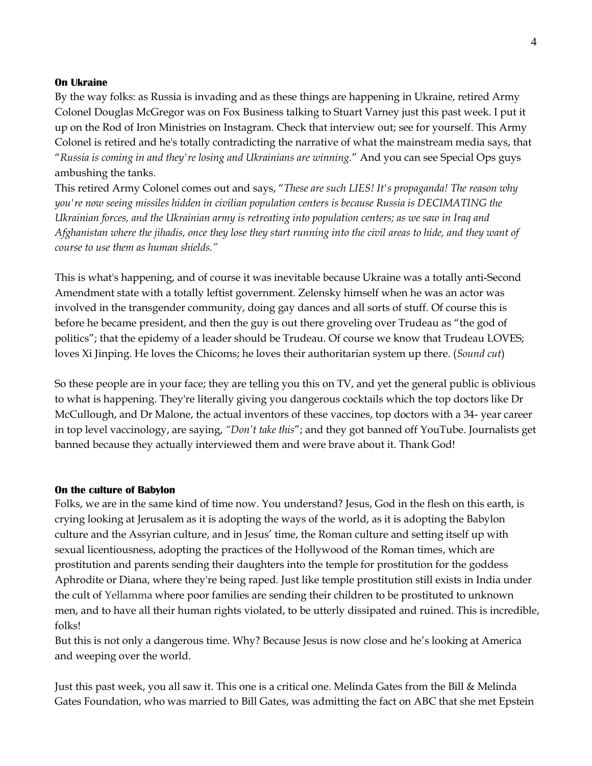**On Ukraine**

By the way folks: as Russia is invading and as these things are happening in Ukraine, retired Army Colonel Douglas McGregor was on Fox Business talking to Stuart Varney just this past week. I put it up on the Rod of Iron Ministries on Instagram. Check that interview out; see for yourself. This Army Colonel is retired and he's totally contradicting the narrative of what the mainstream media says, that "*Russia is coming in and they're losing and Ukrainians are winning.*" And you can see Special Ops guys ambushing the tanks.

This retired Army Colonel comes out and says, "*These are such LIES! It's propaganda! The reason why you're now seeing missiles hidden in civilian population centers is because Russia is DECIMATING the Ukrainian forces, and the Ukrainian army is retreating into population centers; as we saw in Iraq and Afghanistan where the jihadis, once they lose they start running into the civil areas to hide, and they want of course to use them as human shields."*

This is what's happening, and of course it was inevitable because Ukraine was a totally anti-Second Amendment state with a totally leftist government. Zelensky himself when he was an actor was involved in the transgender community, doing gay dances and all sorts of stuff. Of course this is before he became president, and then the guy is out there groveling over Trudeau as "the god of politics"; that the epidemy of a leader should be Trudeau. Of course we know that Trudeau LOVES; loves Xi Jinping. He loves the Chicoms; he loves their authoritarian system up there. (*Sound cut*)

So these people are in your face; they are telling you this on TV, and yet the general public is oblivious to what is happening. They're literally giving you dangerous cocktails which the top doctors like Dr McCullough, and Dr Malone, the actual inventors of these vaccines, top doctors with a 34- year career in top level vaccinology, are saying, *"Don't take this*"; and they got banned off YouTube. Journalists get banned because they actually interviewed them and were brave about it. Thank God!

**On the culture of Babylon**

Folks, we are in the same kind of time now. You understand? Jesus, God in the flesh on this earth, is crying looking at Jerusalem as it is adopting the ways of the world, as it is adopting the Babylon culture and the Assyrian culture, and in Jesus' time, the Roman culture and setting itself up with sexual licentiousness, adopting the practices of the Hollywood of the Roman times, which are prostitution and parents sending their daughters into the temple for prostitution for the goddess Aphrodite or Diana, where they're being raped. Just like temple prostitution still exists in India under the cult of Yellamma where poor families are sending their children to be prostituted to unknown men, and to have all their human rights violated, to be utterly dissipated and ruined. This is incredible, folks!

But this is not only a dangerous time. Why? Because Jesus is now close and he's looking at America and weeping over the world.

Just this past week, you all saw it. This one is a critical one. Melinda Gates from the Bill & Melinda Gates Foundation, who was married to Bill Gates, was admitting the fact on ABC that she met Epstein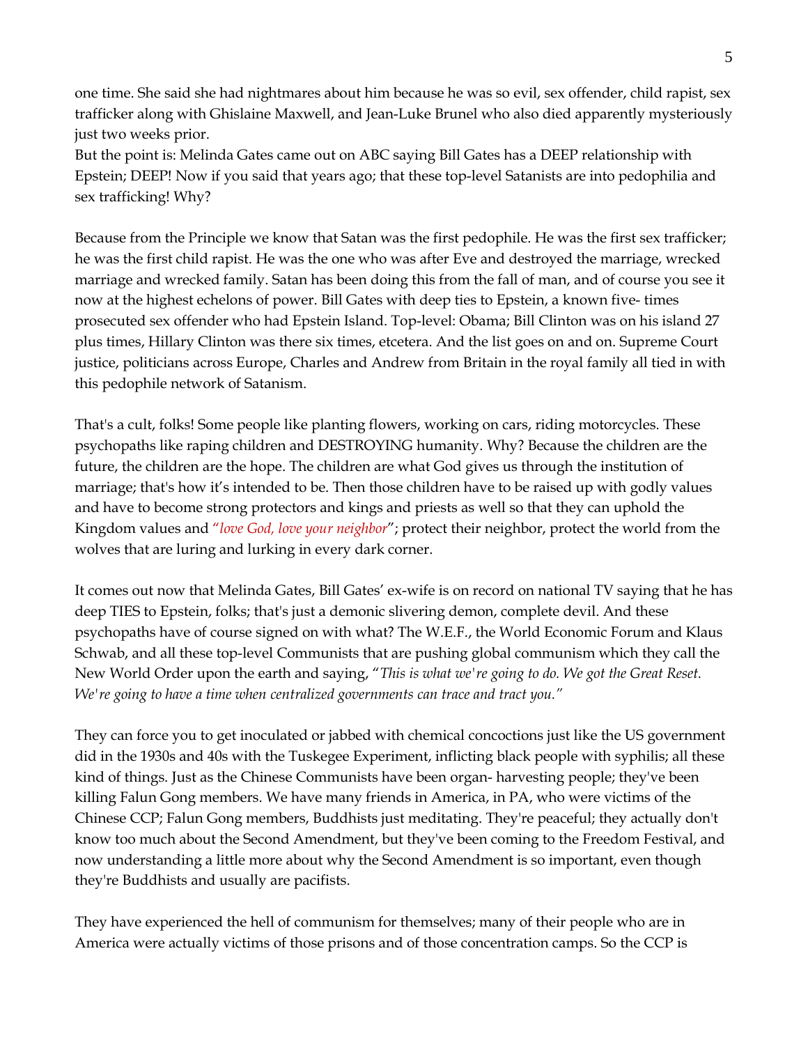one time. She said she had nightmares about him because he was so evil, sex offender, child rapist, sex trafficker along with Ghislaine Maxwell, and Jean-Luke Brunel who also died apparently mysteriously just two weeks prior.

But the point is: Melinda Gates came out on ABC saying Bill Gates has a DEEP relationship with Epstein; DEEP! Now if you said that years ago; that these top-level Satanists are into pedophilia and sex trafficking! Why?

Because from the Principle we know that Satan was the first pedophile. He was the first sex trafficker; he was the first child rapist. He was the one who was after Eve and destroyed the marriage, wrecked marriage and wrecked family. Satan has been doing this from the fall of man, and of course you see it now at the highest echelons of power. Bill Gates with deep ties to Epstein, a known five- times prosecuted sex offender who had Epstein Island. Top-level: Obama; Bill Clinton was on his island 27 plus times, Hillary Clinton was there six times, etcetera. And the list goes on and on. Supreme Court justice, politicians across Europe, Charles and Andrew from Britain in the royal family all tied in with this pedophile network of Satanism.

That's a cult, folks! Some people like planting flowers, working on cars, riding motorcycles. These psychopaths like raping children and DESTROYING humanity. Why? Because the children are the future, the children are the hope. The children are what God gives us through the institution of marriage; that's how it's intended to be. Then those children have to be raised up with godly values and have to become strong protectors and kings and priests as well so that they can uphold the Kingdom values and "*love God, love your neighbor*"; protect their neighbor, protect the world from the wolves that are luring and lurking in every dark corner.

It comes out now that Melinda Gates, Bill Gates' ex-wife is on record on national TV saying that he has deep TIES to Epstein, folks; that's just a demonic slivering demon, complete devil. And these psychopaths have of course signed on with what? The W.E.F., the World Economic Forum and Klaus Schwab, and all these top-level Communists that are pushing global communism which they call the New World Order upon the earth and saying, "*This is what we're going to do. We got the Great Reset. We're going to have a time when centralized governments can trace and tract you.*"

They can force you to get inoculated or jabbed with chemical concoctions just like the US government did in the 1930s and 40s with the Tuskegee Experiment, inflicting black people with syphilis; all these kind of things. Just as the Chinese Communists have been organ- harvesting people; they've been killing Falun Gong members. We have many friends in America, in PA, who were victims of the Chinese CCP; Falun Gong members, Buddhists just meditating. They're peaceful; they actually don't know too much about the Second Amendment, but they've been coming to the Freedom Festival, and now understanding a little more about why the Second Amendment is so important, even though they're Buddhists and usually are pacifists.

They have experienced the hell of communism for themselves; many of their people who are in America were actually victims of those prisons and of those concentration camps. So the CCP is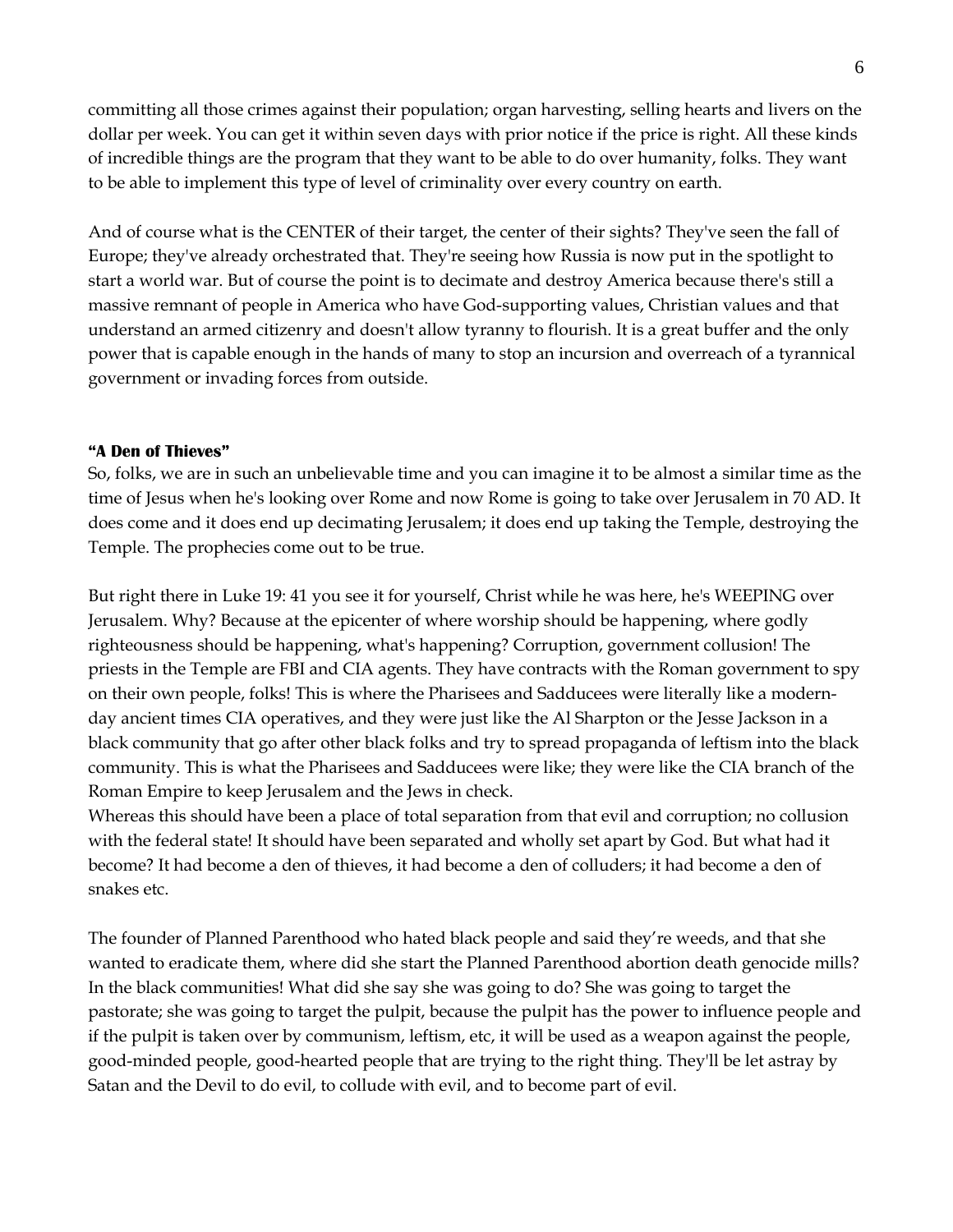committing all those crimes against their population; organ harvesting, selling hearts and livers on the dollar per week. You can get it within seven days with prior notice if the price is right. All these kinds of incredible things are the program that they want to be able to do over humanity, folks. They want to be able to implement this type of level of criminality over every country on earth.

And of course what is the CENTER of their target, the center of their sights? They've seen the fall of Europe; they've already orchestrated that. They're seeing how Russia is now put in the spotlight to start a world war. But of course the point is to decimate and destroy America because there's still a massive remnant of people in America who have God-supporting values, Christian values and that understand an armed citizenry and doesn't allow tyranny to flourish. It is a great buffer and the only power that is capable enough in the hands of many to stop an incursion and overreach of a tyrannical government or invading forces from outside.

**"A Den of Thieves"**

So, folks, we are in such an unbelievable time and you can imagine it to be almost a similar time as the time of Jesus when he's looking over Rome and now Rome is going to take over Jerusalem in 70 AD. It does come and it does end up decimating Jerusalem; it does end up taking the Temple, destroying the Temple. The prophecies come out to be true.

But right there in Luke 19: 41 you see it for yourself, Christ while he was here, he's WEEPING over Jerusalem. Why? Because at the epicenter of where worship should be happening, where godly righteousness should be happening, what's happening? Corruption, government collusion! The priests in the Temple are FBI and CIA agents. They have contracts with the Roman government to spy on their own people, folks! This is where the Pharisees and Sadducees were literally like a modern-day ancient times CIA operatives, and they were just like the Al Sharpton or the Jesse Jackson in a black community that go after other black folks and try to spread propaganda of leftism into the black community. This is what the Pharisees and Sadducees were like; they were like the CIA branch of the Roman Empire to keep Jerusalem and the Jews in check.
Whereas this should have been a place of total separation from that evil and corruption; no collusion with the federal state! It should have been separated and wholly set apart by God. But what had it become? It had become a den of thieves, it had become a den of colluders; it had become a den of snakes etc.

The founder of Planned Parenthood who hated black people and said they're weeds, and that she wanted to eradicate them, where did she start the Planned Parenthood abortion death genocide mills? In the black communities! What did she say she was going to do? She was going to target the pastorate; she was going to target the pulpit, because the pulpit has the power to influence people and if the pulpit is taken over by communism, leftism, etc, it will be used as a weapon against the people, good-minded people, good-hearted people that are trying to the right thing. They'll be let astray by Satan and the Devil to do evil, to collude with evil, and to become part of evil.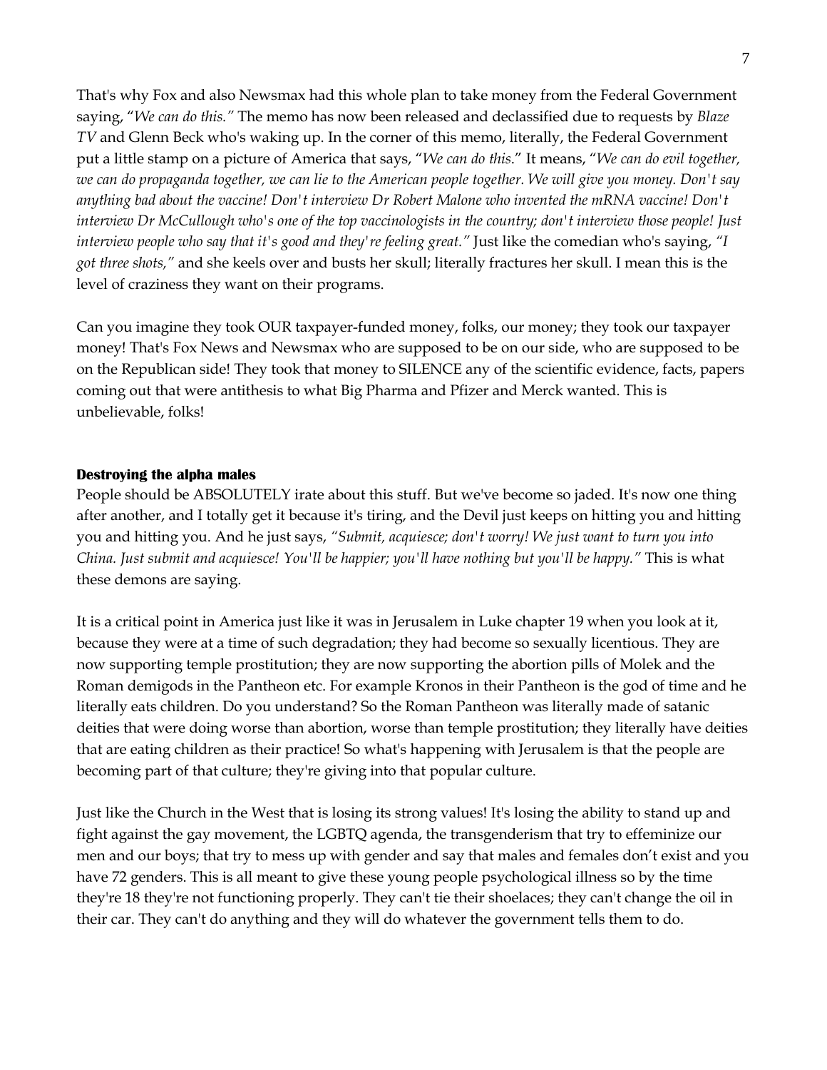That's why Fox and also Newsmax had this whole plan to take money from the Federal Government saying, "*We can do this.*" The memo has now been released and declassified due to requests by *Blaze TV* and Glenn Beck who's waking up. In the corner of this memo, literally, the Federal Government put a little stamp on a picture of America that says, "*We can do this*." It means, "*We can do evil together, we can do propaganda together, we can lie to the American people together. We will give you money. Don't say anything bad about the vaccine! Don't interview Dr Robert Malone who invented the mRNA vaccine! Don't interview Dr McCullough who's one of the top vaccinologists in the country; don't interview those people! Just interview people who say that it's good and they're feeling great.*" Just like the comedian who's saying, *"I got three shots,"* and she keels over and busts her skull; literally fractures her skull. I mean this is the level of craziness they want on their programs.

Can you imagine they took OUR taxpayer-funded money, folks, our money; they took our taxpayer money! That's Fox News and Newsmax who are supposed to be on our side, who are supposed to be on the Republican side! They took that money to SILENCE any of the scientific evidence, facts, papers coming out that were antithesis to what Big Pharma and Pfizer and Merck wanted. This is unbelievable, folks!

**Destroying the alpha males**

People should be ABSOLUTELY irate about this stuff. But we've become so jaded. It's now one thing after another, and I totally get it because it's tiring, and the Devil just keeps on hitting you and hitting you and hitting you. And he just says, *"Submit, acquiesce; don't worry! We just want to turn you into China. Just submit and acquiesce! You'll be happier; you'll have nothing but you'll be happy."* This is what these demons are saying.

It is a critical point in America just like it was in Jerusalem in Luke chapter 19 when you look at it, because they were at a time of such degradation; they had become so sexually licentious. They are now supporting temple prostitution; they are now supporting the abortion pills of Molek and the Roman demigods in the Pantheon etc. For example Kronos in their Pantheon is the god of time and he literally eats children. Do you understand? So the Roman Pantheon was literally made of satanic deities that were doing worse than abortion, worse than temple prostitution; they literally have deities that are eating children as their practice! So what's happening with Jerusalem is that the people are becoming part of that culture; they're giving into that popular culture.

Just like the Church in the West that is losing its strong values! It's losing the ability to stand up and fight against the gay movement, the LGBTQ agenda, the transgenderism that try to effeminize our men and our boys; that try to mess up with gender and say that males and females don't exist and you have 72 genders. This is all meant to give these young people psychological illness so by the time they're 18 they're not functioning properly. They can't tie their shoelaces; they can't change the oil in their car. They can't do anything and they will do whatever the government tells them to do.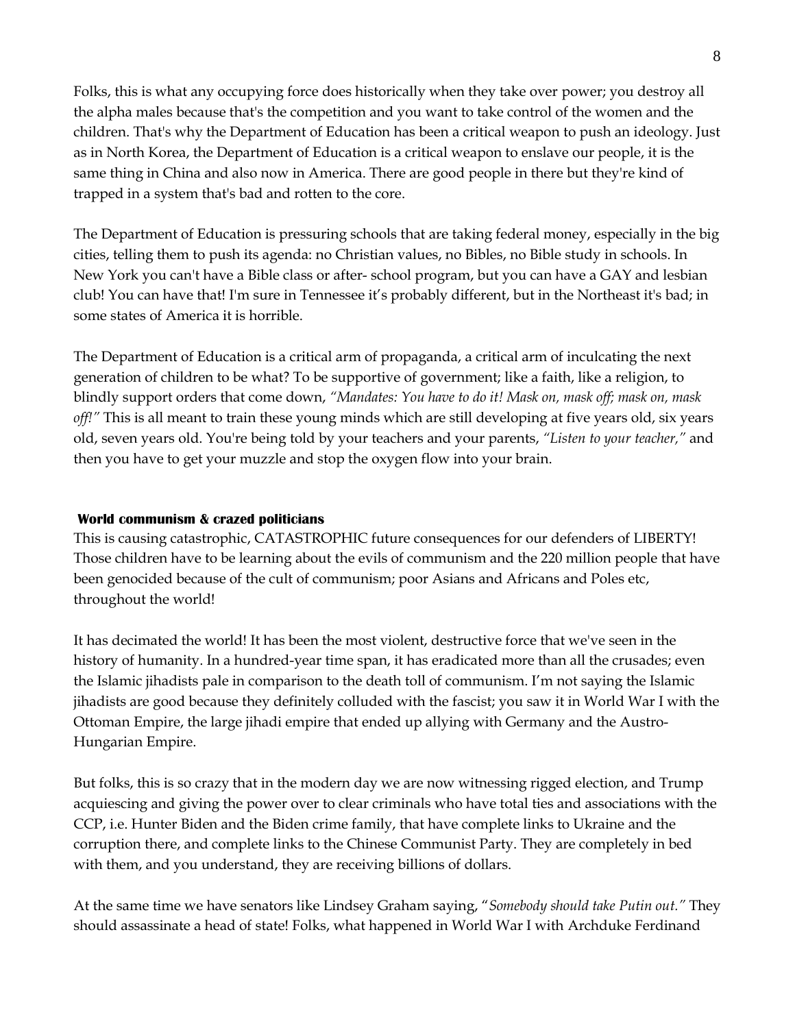Folks, this is what any occupying force does historically when they take over power; you destroy all the alpha males because that's the competition and you want to take control of the women and the children. That's why the Department of Education has been a critical weapon to push an ideology. Just as in North Korea, the Department of Education is a critical weapon to enslave our people, it is the same thing in China and also now in America. There are good people in there but they're kind of trapped in a system that's bad and rotten to the core.

The Department of Education is pressuring schools that are taking federal money, especially in the big cities, telling them to push its agenda: no Christian values, no Bibles, no Bible study in schools. In New York you can't have a Bible class or after- school program, but you can have a GAY and lesbian club! You can have that! I'm sure in Tennessee it's probably different, but in the Northeast it's bad; in some states of America it is horrible.

The Department of Education is a critical arm of propaganda, a critical arm of inculcating the next generation of children to be what? To be supportive of government; like a faith, like a religion, to blindly support orders that come down, *"Mandates: You have to do it! Mask on, mask off; mask on, mask off!"* This is all meant to train these young minds which are still developing at five years old, six years old, seven years old. You're being told by your teachers and your parents, *"Listen to your teacher,"* and then you have to get your muzzle and stop the oxygen flow into your brain.

**World communism & crazed politicians**

This is causing catastrophic, CATASTROPHIC future consequences for our defenders of LIBERTY! Those children have to be learning about the evils of communism and the 220 million people that have been genocided because of the cult of communism; poor Asians and Africans and Poles etc, throughout the world!

It has decimated the world! It has been the most violent, destructive force that we've seen in the history of humanity. In a hundred-year time span, it has eradicated more than all the crusades; even the Islamic jihadists pale in comparison to the death toll of communism. I'm not saying the Islamic jihadists are good because they definitely colluded with the fascist; you saw it in World War I with the Ottoman Empire, the large jihadi empire that ended up allying with Germany and the Austro-Hungarian Empire.

But folks, this is so crazy that in the modern day we are now witnessing rigged election, and Trump acquiescing and giving the power over to clear criminals who have total ties and associations with the CCP, i.e. Hunter Biden and the Biden crime family, that have complete links to Ukraine and the corruption there, and complete links to the Chinese Communist Party. They are completely in bed with them, and you understand, they are receiving billions of dollars.

At the same time we have senators like Lindsey Graham saying, "*Somebody should take Putin out."* They should assassinate a head of state! Folks, what happened in World War I with Archduke Ferdinand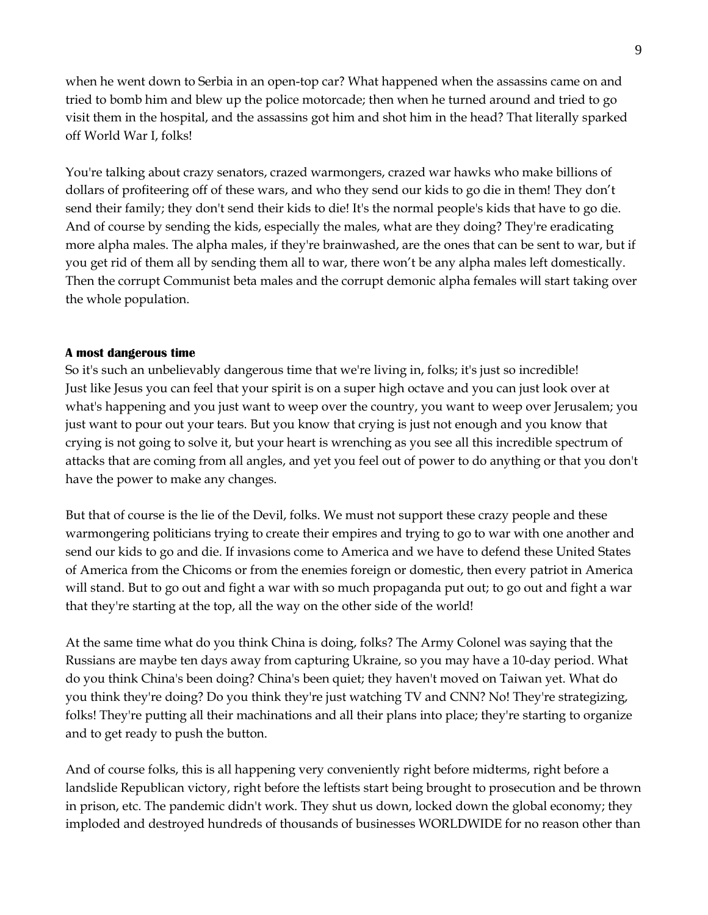when he went down to Serbia in an open-top car? What happened when the assassins came on and tried to bomb him and blew up the police motorcade; then when he turned around and tried to go visit them in the hospital, and the assassins got him and shot him in the head? That literally sparked off World War I, folks!

You're talking about crazy senators, crazed warmongers, crazed war hawks who make billions of dollars of profiteering off of these wars, and who they send our kids to go die in them! They don't send their family; they don't send their kids to die! It's the normal people's kids that have to go die. And of course by sending the kids, especially the males, what are they doing? They're eradicating more alpha males. The alpha males, if they're brainwashed, are the ones that can be sent to war, but if you get rid of them all by sending them all to war, there won't be any alpha males left domestically. Then the corrupt Communist beta males and the corrupt demonic alpha females will start taking over the whole population.

**A most dangerous time**

So it's such an unbelievably dangerous time that we're living in, folks; it's just so incredible! Just like Jesus you can feel that your spirit is on a super high octave and you can just look over at what's happening and you just want to weep over the country, you want to weep over Jerusalem; you just want to pour out your tears. But you know that crying is just not enough and you know that crying is not going to solve it, but your heart is wrenching as you see all this incredible spectrum of attacks that are coming from all angles, and yet you feel out of power to do anything or that you don't have the power to make any changes.

But that of course is the lie of the Devil, folks. We must not support these crazy people and these warmongering politicians trying to create their empires and trying to go to war with one another and send our kids to go and die. If invasions come to America and we have to defend these United States of America from the Chicoms or from the enemies foreign or domestic, then every patriot in America will stand. But to go out and fight a war with so much propaganda put out; to go out and fight a war that they're starting at the top, all the way on the other side of the world!

At the same time what do you think China is doing, folks? The Army Colonel was saying that the Russians are maybe ten days away from capturing Ukraine, so you may have a 10-day period. What do you think China's been doing? China's been quiet; they haven't moved on Taiwan yet. What do you think they're doing? Do you think they're just watching TV and CNN? No! They're strategizing, folks! They're putting all their machinations and all their plans into place; they're starting to organize and to get ready to push the button.

And of course folks, this is all happening very conveniently right before midterms, right before a landslide Republican victory, right before the leftists start being brought to prosecution and be thrown in prison, etc. The pandemic didn't work. They shut us down, locked down the global economy; they imploded and destroyed hundreds of thousands of businesses WORLDWIDE for no reason other than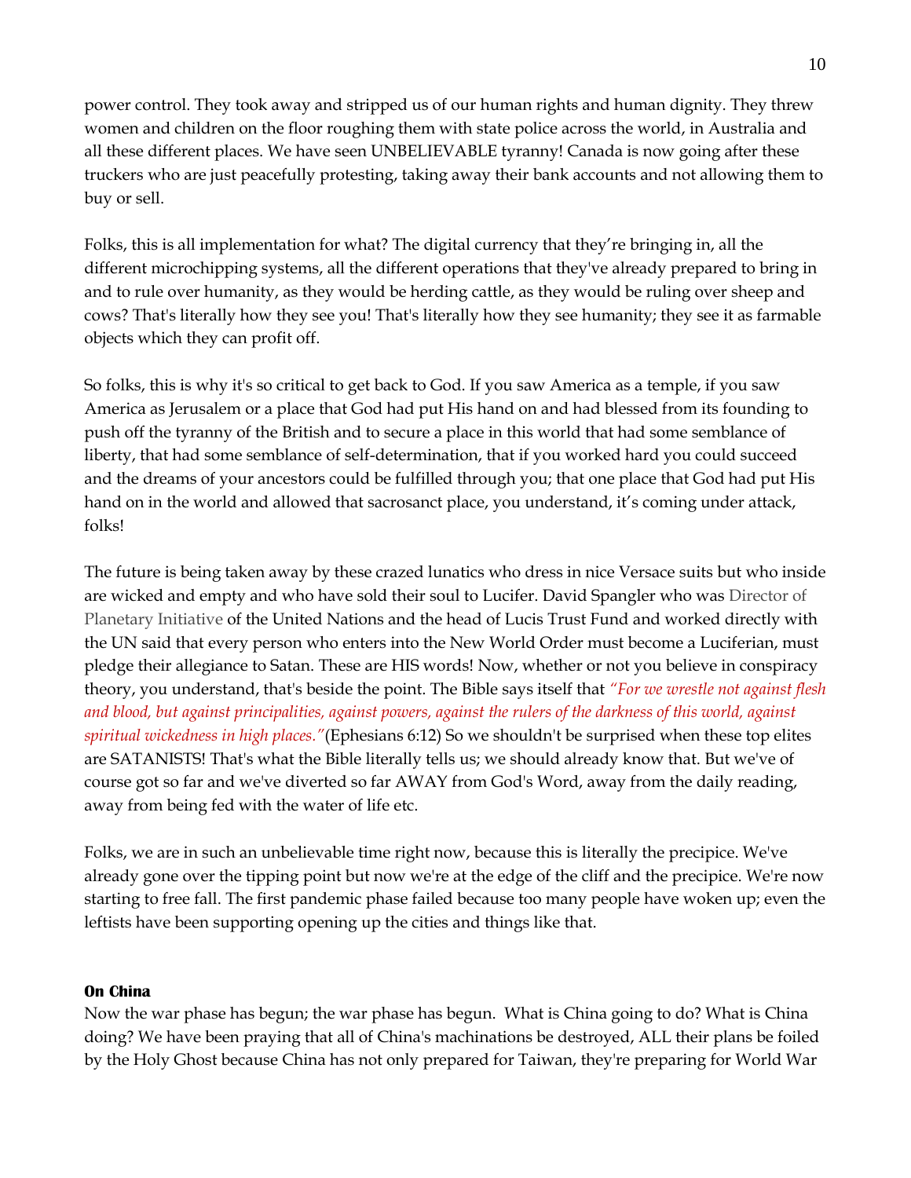power control. They took away and stripped us of our human rights and human dignity. They threw women and children on the floor roughing them with state police across the world, in Australia and all these different places. We have seen UNBELIEVABLE tyranny! Canada is now going after these truckers who are just peacefully protesting, taking away their bank accounts and not allowing them to buy or sell.

Folks, this is all implementation for what? The digital currency that they're bringing in, all the different microchipping systems, all the different operations that they've already prepared to bring in and to rule over humanity, as they would be herding cattle, as they would be ruling over sheep and cows? That's literally how they see you! That's literally how they see humanity; they see it as farmable objects which they can profit off.

So folks, this is why it's so critical to get back to God. If you saw America as a temple, if you saw America as Jerusalem or a place that God had put His hand on and had blessed from its founding to push off the tyranny of the British and to secure a place in this world that had some semblance of liberty, that had some semblance of self-determination, that if you worked hard you could succeed and the dreams of your ancestors could be fulfilled through you; that one place that God had put His hand on in the world and allowed that sacrosanct place, you understand, it's coming under attack, folks!

The future is being taken away by these crazed lunatics who dress in nice Versace suits but who inside are wicked and empty and who have sold their soul to Lucifer. David Spangler who was Director of Planetary Initiative of the United Nations and the head of Lucis Trust Fund and worked directly with the UN said that every person who enters into the New World Order must become a Luciferian, must pledge their allegiance to Satan. These are HIS words! Now, whether or not you believe in conspiracy theory, you understand, that's beside the point. The Bible says itself that *"For we wrestle not against flesh and blood, but against principalities, against powers, against the rulers of the darkness of this world, against spiritual wickedness in high places."*(Ephesians 6:12) So we shouldn't be surprised when these top elites are SATANISTS! That's what the Bible literally tells us; we should already know that. But we've of course got so far and we've diverted so far AWAY from God's Word, away from the daily reading, away from being fed with the water of life etc.

Folks, we are in such an unbelievable time right now, because this is literally the precipice. We've already gone over the tipping point but now we're at the edge of the cliff and the precipice. We're now starting to free fall. The first pandemic phase failed because too many people have woken up; even the leftists have been supporting opening up the cities and things like that.

**On China**

Now the war phase has begun; the war phase has begun. What is China going to do? What is China doing? We have been praying that all of China's machinations be destroyed, ALL their plans be foiled by the Holy Ghost because China has not only prepared for Taiwan, they're preparing for World War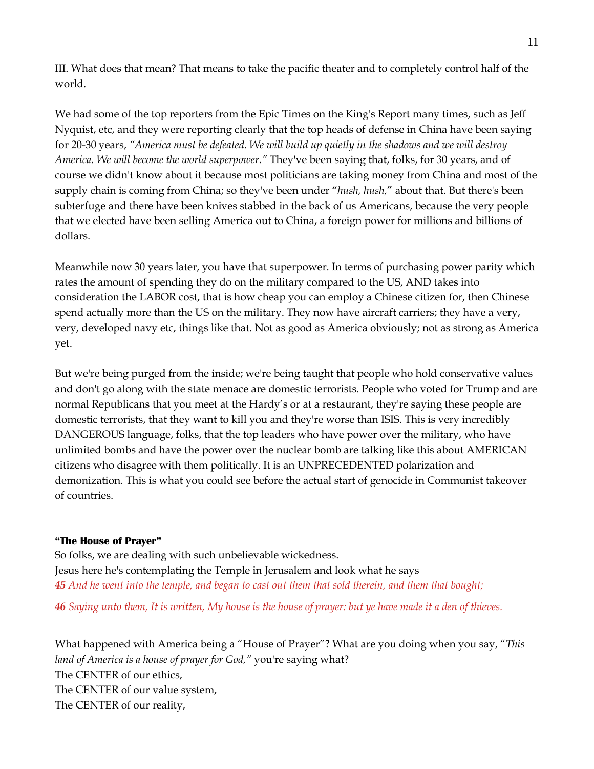III. What does that mean? That means to take the pacific theater and to completely control half of the world.

We had some of the top reporters from the Epic Times on the King's Report many times, such as Jeff Nyquist, etc, and they were reporting clearly that the top heads of defense in China have been saying for 20-30 years, *"America must be defeated. We will build up quietly in the shadows and we will destroy America. We will become the world superpower."* They've been saying that, folks, for 30 years, and of course we didn't know about it because most politicians are taking money from China and most of the supply chain is coming from China; so they've been under "*hush, hush,*" about that. But there's been subterfuge and there have been knives stabbed in the back of us Americans, because the very people that we elected have been selling America out to China, a foreign power for millions and billions of dollars.

Meanwhile now 30 years later, you have that superpower. In terms of purchasing power parity which rates the amount of spending they do on the military compared to the US, AND takes into consideration the LABOR cost, that is how cheap you can employ a Chinese citizen for, then Chinese spend actually more than the US on the military. They now have aircraft carriers; they have a very, very, developed navy etc, things like that. Not as good as America obviously; not as strong as America yet.

But we're being purged from the inside; we're being taught that people who hold conservative values and don't go along with the state menace are domestic terrorists. People who voted for Trump and are normal Republicans that you meet at the Hardy's or at a restaurant, they're saying these people are domestic terrorists, that they want to kill you and they're worse than ISIS. This is very incredibly DANGEROUS language, folks, that the top leaders who have power over the military, who have unlimited bombs and have the power over the nuclear bomb are talking like this about AMERICAN citizens who disagree with them politically. It is an UNPRECEDENTED polarization and demonization. This is what you could see before the actual start of genocide in Communist takeover of countries.

**"The House of Prayer"**

So folks, we are dealing with such unbelievable wickedness.
Jesus here he's contemplating the Temple in Jerusalem and look what he says

***45*** *And he went into the temple, and began to cast out them that sold therein, and them that bought;*

***46*** *Saying unto them, It is written, My house is the house of prayer: but ye have made it a den of thieves.*

What happened with America being a "House of Prayer"? What are you doing when you say, "*This land of America is a house of prayer for God,"* you're saying what?
The CENTER of our ethics,
The CENTER of our value system,
The CENTER of our reality,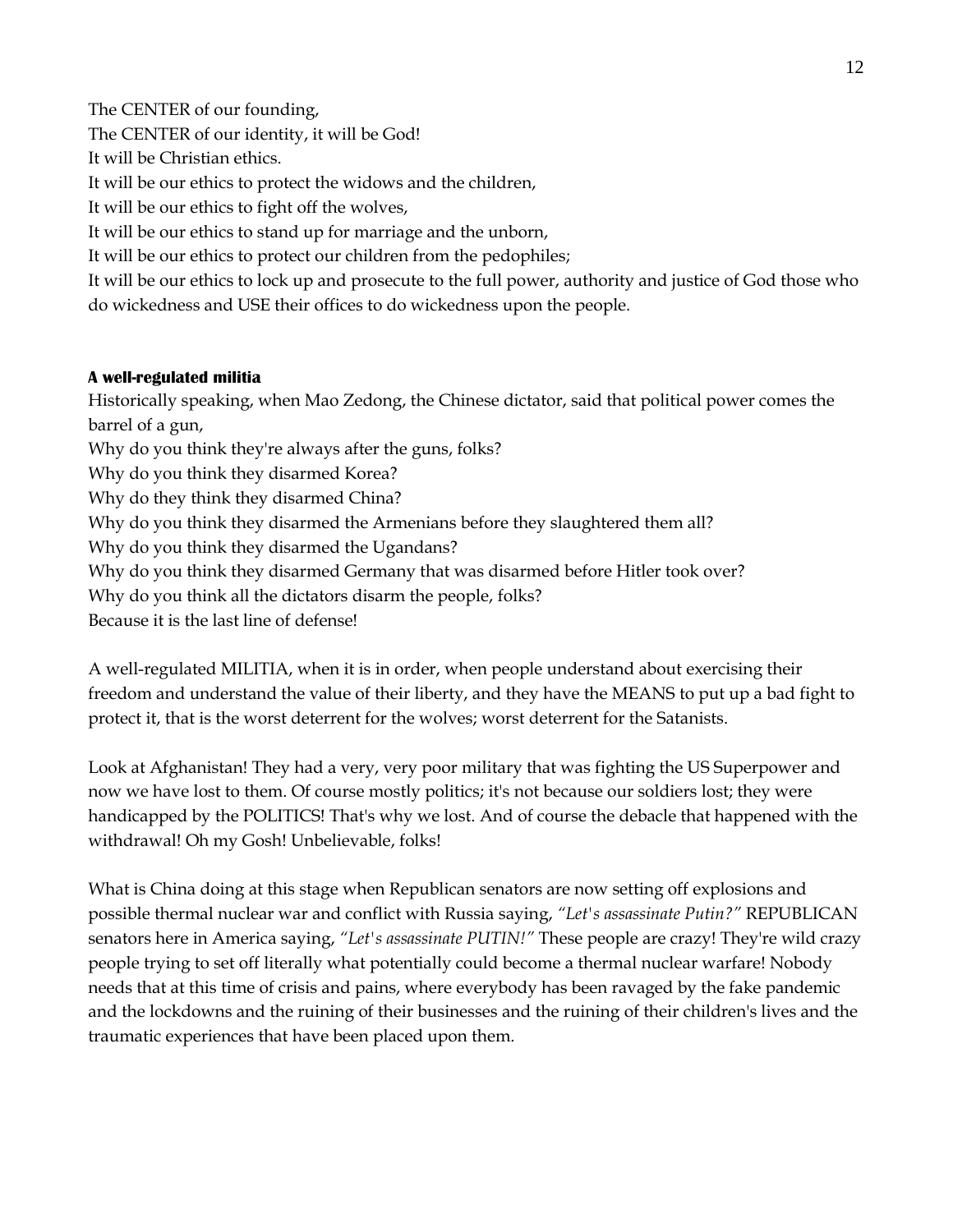The CENTER of our founding,
The CENTER of our identity, it will be God!
It will be Christian ethics.
It will be our ethics to protect the widows and the children,
It will be our ethics to fight off the wolves,
It will be our ethics to stand up for marriage and the unborn,
It will be our ethics to protect our children from the pedophiles;
It will be our ethics to lock up and prosecute to the full power, authority and justice of God those who do wickedness and USE their offices to do wickedness upon the people.

**A well-regulated militia**

Historically speaking, when Mao Zedong, the Chinese dictator, said that political power comes the barrel of a gun,
Why do you think they're always after the guns, folks?
Why do you think they disarmed Korea?
Why do they think they disarmed China?
Why do you think they disarmed the Armenians before they slaughtered them all?
Why do you think they disarmed the Ugandans?
Why do you think they disarmed Germany that was disarmed before Hitler took over?
Why do you think all the dictators disarm the people, folks?
Because it is the last line of defense!

A well-regulated MILITIA, when it is in order, when people understand about exercising their freedom and understand the value of their liberty, and they have the MEANS to put up a bad fight to protect it, that is the worst deterrent for the wolves; worst deterrent for the Satanists.

Look at Afghanistan! They had a very, very poor military that was fighting the US Superpower and now we have lost to them. Of course mostly politics; it's not because our soldiers lost; they were handicapped by the POLITICS! That's why we lost. And of course the debacle that happened with the withdrawal! Oh my Gosh! Unbelievable, folks!

What is China doing at this stage when Republican senators are now setting off explosions and possible thermal nuclear war and conflict with Russia saying, *"Let's assassinate Putin?"* REPUBLICAN senators here in America saying, *"Let's assassinate PUTIN!"* These people are crazy! They're wild crazy people trying to set off literally what potentially could become a thermal nuclear warfare! Nobody needs that at this time of crisis and pains, where everybody has been ravaged by the fake pandemic and the lockdowns and the ruining of their businesses and the ruining of their children's lives and the traumatic experiences that have been placed upon them.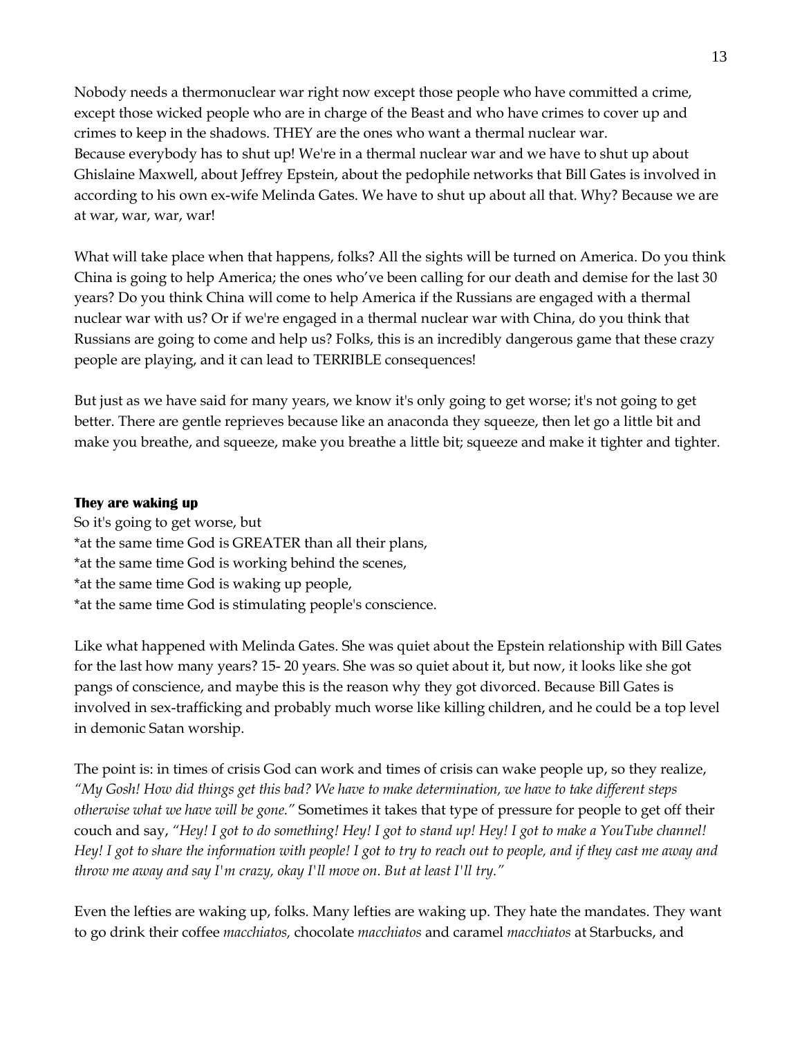Nobody needs a thermonuclear war right now except those people who have committed a crime, except those wicked people who are in charge of the Beast and who have crimes to cover up and crimes to keep in the shadows. THEY are the ones who want a thermal nuclear war. Because everybody has to shut up! We're in a thermal nuclear war and we have to shut up about Ghislaine Maxwell, about Jeffrey Epstein, about the pedophile networks that Bill Gates is involved in according to his own ex-wife Melinda Gates. We have to shut up about all that. Why? Because we are at war, war, war, war!

What will take place when that happens, folks? All the sights will be turned on America. Do you think China is going to help America; the ones who've been calling for our death and demise for the last 30 years? Do you think China will come to help America if the Russians are engaged with a thermal nuclear war with us? Or if we're engaged in a thermal nuclear war with China, do you think that Russians are going to come and help us? Folks, this is an incredibly dangerous game that these crazy people are playing, and it can lead to TERRIBLE consequences!

But just as we have said for many years, we know it's only going to get worse; it's not going to get better. There are gentle reprieves because like an anaconda they squeeze, then let go a little bit and make you breathe, and squeeze, make you breathe a little bit; squeeze and make it tighter and tighter.

**They are waking up**

So it's going to get worse, but
*at the same time God is GREATER than all their plans,
*at the same time God is working behind the scenes,
*at the same time God is waking up people,
*at the same time God is stimulating people's conscience.

Like what happened with Melinda Gates. She was quiet about the Epstein relationship with Bill Gates for the last how many years? 15- 20 years. She was so quiet about it, but now, it looks like she got pangs of conscience, and maybe this is the reason why they got divorced. Because Bill Gates is involved in sex-trafficking and probably much worse like killing children, and he could be a top level in demonic Satan worship.

The point is: in times of crisis God can work and times of crisis can wake people up, so they realize, *"My Gosh! How did things get this bad? We have to make determination, we have to take different steps otherwise what we have will be gone."* Sometimes it takes that type of pressure for people to get off their couch and say, *"Hey! I got to do something! Hey! I got to stand up! Hey! I got to make a YouTube channel! Hey! I got to share the information with people! I got to try to reach out to people, and if they cast me away and throw me away and say I'm crazy, okay I'll move on. But at least I'll try."*

Even the lefties are waking up, folks. Many lefties are waking up. They hate the mandates. They want to go drink their coffee *macchiatos,* chocolate *macchiatos* and caramel *macchiatos* at Starbucks, and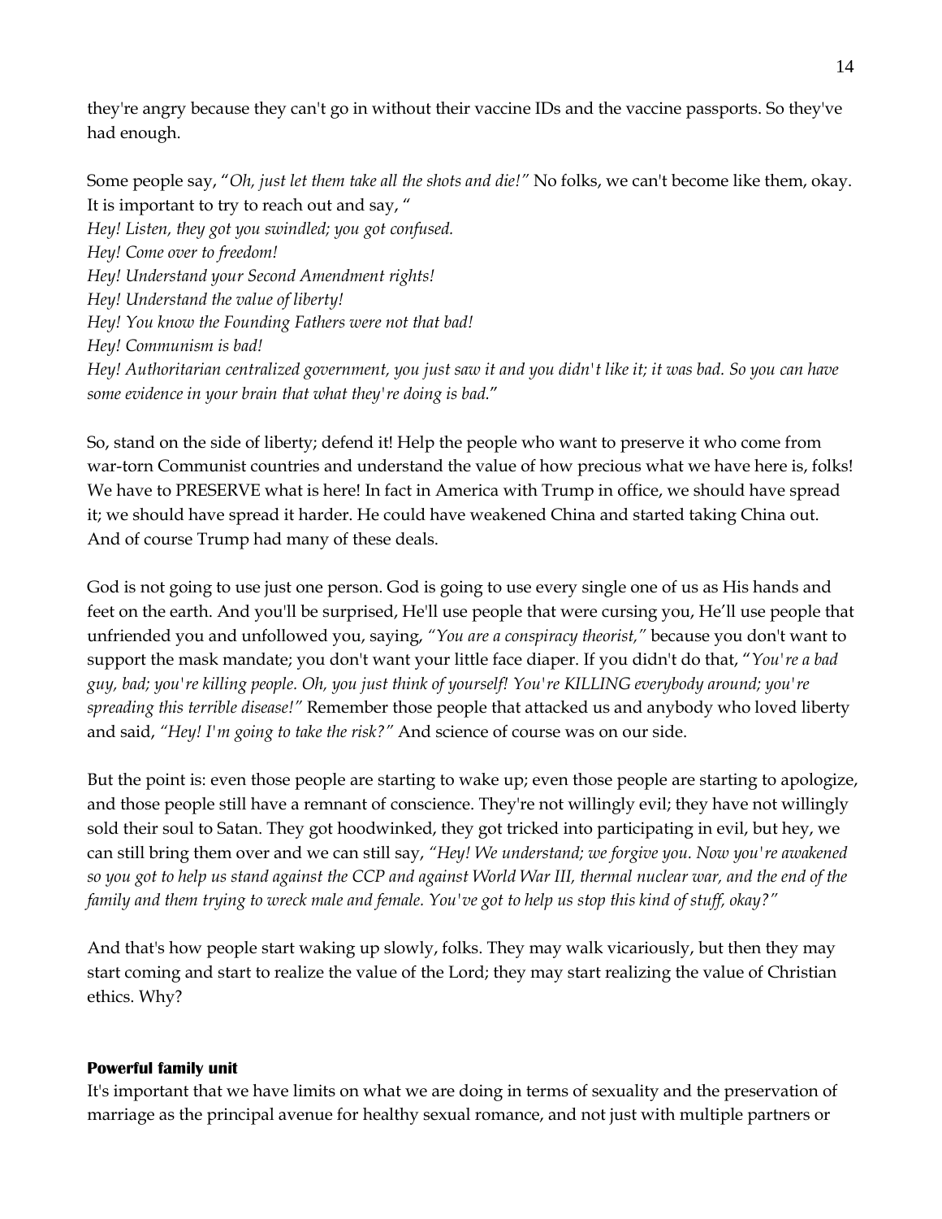they're angry because they can't go in without their vaccine IDs and the vaccine passports. So they've had enough.

Some people say, "*Oh, just let them take all the shots and die!*" No folks, we can't become like them, okay. It is important to try to reach out and say, "
*Hey! Listen, they got you swindled; you got confused.*
*Hey! Come over to freedom!*
*Hey! Understand your Second Amendment rights!*
*Hey! Understand the value of liberty!*
*Hey! You know the Founding Fathers were not that bad!*
*Hey! Communism is bad!*
*Hey! Authoritarian centralized government, you just saw it and you didn't like it; it was bad. So you can have some evidence in your brain that what they're doing is bad.*"

So, stand on the side of liberty; defend it! Help the people who want to preserve it who come from war-torn Communist countries and understand the value of how precious what we have here is, folks! We have to PRESERVE what is here! In fact in America with Trump in office, we should have spread it; we should have spread it harder. He could have weakened China and started taking China out. And of course Trump had many of these deals.

God is not going to use just one person. God is going to use every single one of us as His hands and feet on the earth. And you'll be surprised, He'll use people that were cursing you, He'll use people that unfriended you and unfollowed you, saying, *"You are a conspiracy theorist,"* because you don't want to support the mask mandate; you don't want your little face diaper. If you didn't do that, "*You're a bad guy, bad; you're killing people. Oh, you just think of yourself! You're KILLING everybody around; you're spreading this terrible disease!"* Remember those people that attacked us and anybody who loved liberty and said, *"Hey! I'm going to take the risk?"* And science of course was on our side.

But the point is: even those people are starting to wake up; even those people are starting to apologize, and those people still have a remnant of conscience. They're not willingly evil; they have not willingly sold their soul to Satan. They got hoodwinked, they got tricked into participating in evil, but hey, we can still bring them over and we can still say, *"Hey! We understand; we forgive you. Now you're awakened so you got to help us stand against the CCP and against World War III, thermal nuclear war, and the end of the family and them trying to wreck male and female. You've got to help us stop this kind of stuff, okay?"*

And that's how people start waking up slowly, folks. They may walk vicariously, but then they may start coming and start to realize the value of the Lord; they may start realizing the value of Christian ethics. Why?

**Powerful family unit**

It's important that we have limits on what we are doing in terms of sexuality and the preservation of marriage as the principal avenue for healthy sexual romance, and not just with multiple partners or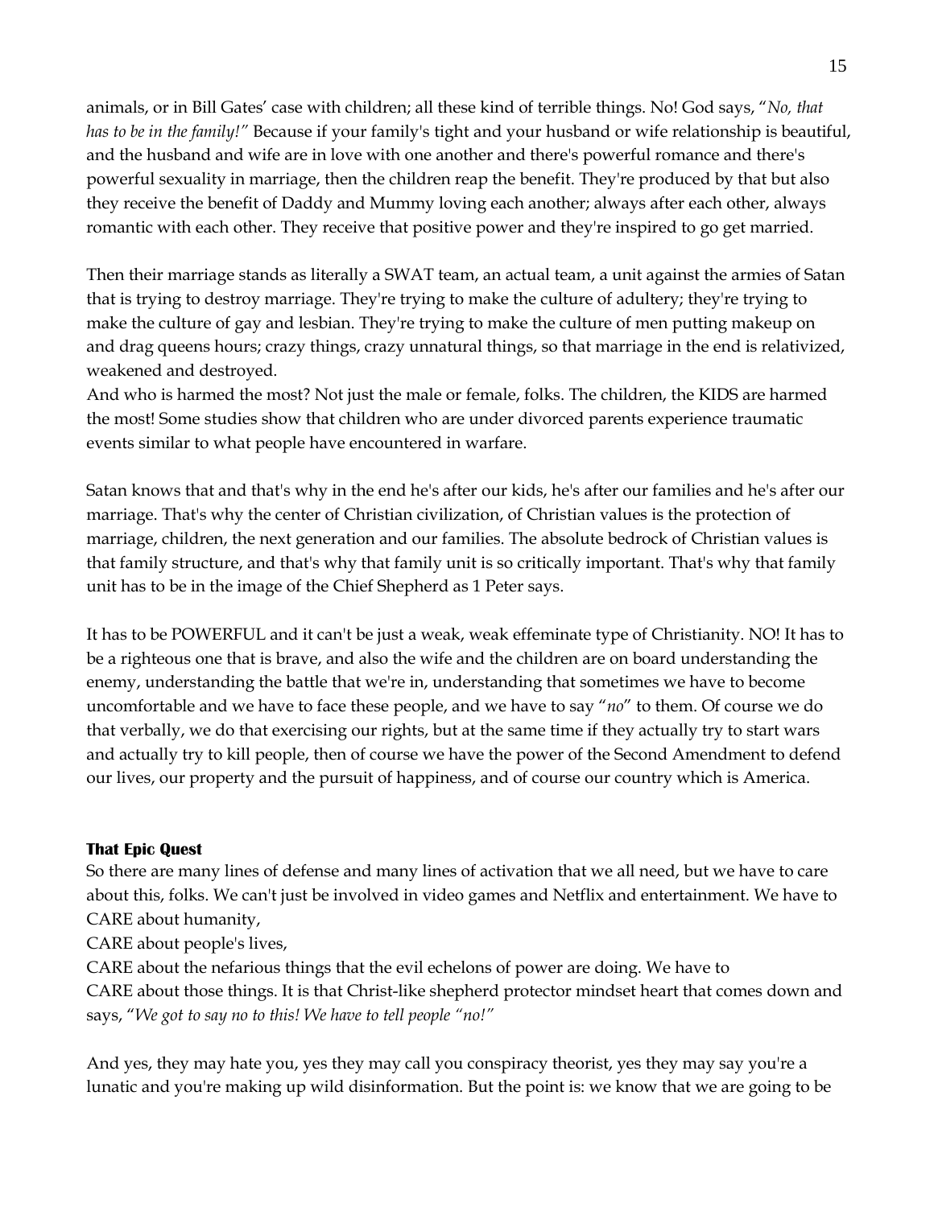animals, or in Bill Gates' case with children; all these kind of terrible things. No! God says, "*No, that has to be in the family!*" Because if your family's tight and your husband or wife relationship is beautiful, and the husband and wife are in love with one another and there's powerful romance and there's powerful sexuality in marriage, then the children reap the benefit. They're produced by that but also they receive the benefit of Daddy and Mummy loving each another; always after each other, always romantic with each other. They receive that positive power and they're inspired to go get married.

Then their marriage stands as literally a SWAT team, an actual team, a unit against the armies of Satan that is trying to destroy marriage. They're trying to make the culture of adultery; they're trying to make the culture of gay and lesbian. They're trying to make the culture of men putting makeup on and drag queens hours; crazy things, crazy unnatural things, so that marriage in the end is relativized, weakened and destroyed.
And who is harmed the most? Not just the male or female, folks. The children, the KIDS are harmed the most! Some studies show that children who are under divorced parents experience traumatic events similar to what people have encountered in warfare.

Satan knows that and that's why in the end he's after our kids, he's after our families and he's after our marriage. That's why the center of Christian civilization, of Christian values is the protection of marriage, children, the next generation and our families. The absolute bedrock of Christian values is that family structure, and that's why that family unit is so critically important. That's why that family unit has to be in the image of the Chief Shepherd as 1 Peter says.

It has to be POWERFUL and it can't be just a weak, weak effeminate type of Christianity. NO! It has to be a righteous one that is brave, and also the wife and the children are on board understanding the enemy, understanding the battle that we're in, understanding that sometimes we have to become uncomfortable and we have to face these people, and we have to say "*no*" to them. Of course we do that verbally, we do that exercising our rights, but at the same time if they actually try to start wars and actually try to kill people, then of course we have the power of the Second Amendment to defend our lives, our property and the pursuit of happiness, and of course our country which is America.

### That Epic Quest

So there are many lines of defense and many lines of activation that we all need, but we have to care about this, folks. We can't just be involved in video games and Netflix and entertainment. We have to CARE about humanity,
CARE about people's lives,
CARE about the nefarious things that the evil echelons of power are doing. We have to
CARE about those things. It is that Christ-like shepherd protector mindset heart that comes down and says, "*We got to say no to this! We have to tell people "no!"*"

And yes, they may hate you, yes they may call you conspiracy theorist, yes they may say you're a lunatic and you're making up wild disinformation. But the point is: we know that we are going to be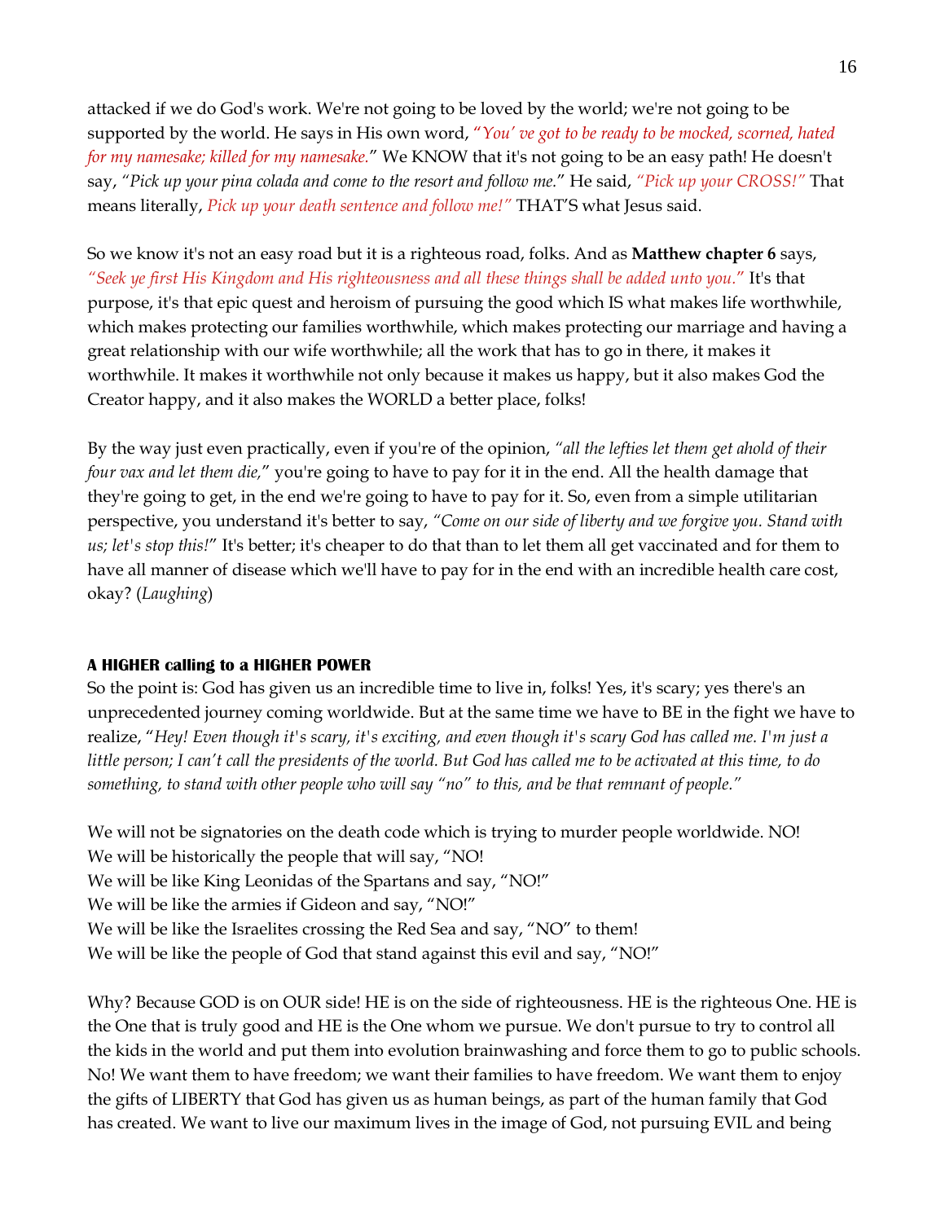attacked if we do God's work. We're not going to be loved by the world; we're not going to be supported by the world. He says in His own word, *"You' ve got to be ready to be mocked, scorned, hated for my namesake; killed for my namesake."* We KNOW that it's not going to be an easy path! He doesn't say, *"Pick up your pina colada and come to the resort and follow me."* He said, *"Pick up your CROSS!"* That means literally, *Pick up your death sentence and follow me!"* THAT'S what Jesus said.

So we know it's not an easy road but it is a righteous road, folks. And as **Matthew chapter 6** says, *"Seek ye first His Kingdom and His righteousness and all these things shall be added unto you."* It's that purpose, it's that epic quest and heroism of pursuing the good which IS what makes life worthwhile, which makes protecting our families worthwhile, which makes protecting our marriage and having a great relationship with our wife worthwhile; all the work that has to go in there, it makes it worthwhile. It makes it worthwhile not only because it makes us happy, but it also makes God the Creator happy, and it also makes the WORLD a better place, folks!

By the way just even practically, even if you're of the opinion, *"all the lefties let them get ahold of their four vax and let them die,"* you're going to have to pay for it in the end. All the health damage that they're going to get, in the end we're going to have to pay for it. So, even from a simple utilitarian perspective, you understand it's better to say, *"Come on our side of liberty and we forgive you. Stand with us; let's stop this!"* It's better; it's cheaper to do that than to let them all get vaccinated and for them to have all manner of disease which we'll have to pay for in the end with an incredible health care cost, okay? (*Laughing*)

**A HIGHER calling to a HIGHER POWER**

So the point is: God has given us an incredible time to live in, folks! Yes, it's scary; yes there's an unprecedented journey coming worldwide. But at the same time we have to BE in the fight we have to realize, "*Hey! Even though it's scary, it's exciting, and even though it's scary God has called me. I'm just a little person; I can't call the presidents of the world. But God has called me to be activated at this time, to do something, to stand with other people who will say "no" to this, and be that remnant of people."*

We will not be signatories on the death code which is trying to murder people worldwide. NO!
We will be historically the people that will say, "NO!
We will be like King Leonidas of the Spartans and say, "NO!"
We will be like the armies if Gideon and say, "NO!"
We will be like the Israelites crossing the Red Sea and say, "NO" to them!
We will be like the people of God that stand against this evil and say, "NO!"

Why? Because GOD is on OUR side! HE is on the side of righteousness. HE is the righteous One. HE is the One that is truly good and HE is the One whom we pursue. We don't pursue to try to control all the kids in the world and put them into evolution brainwashing and force them to go to public schools. No! We want them to have freedom; we want their families to have freedom. We want them to enjoy the gifts of LIBERTY that God has given us as human beings, as part of the human family that God has created. We want to live our maximum lives in the image of God, not pursuing EVIL and being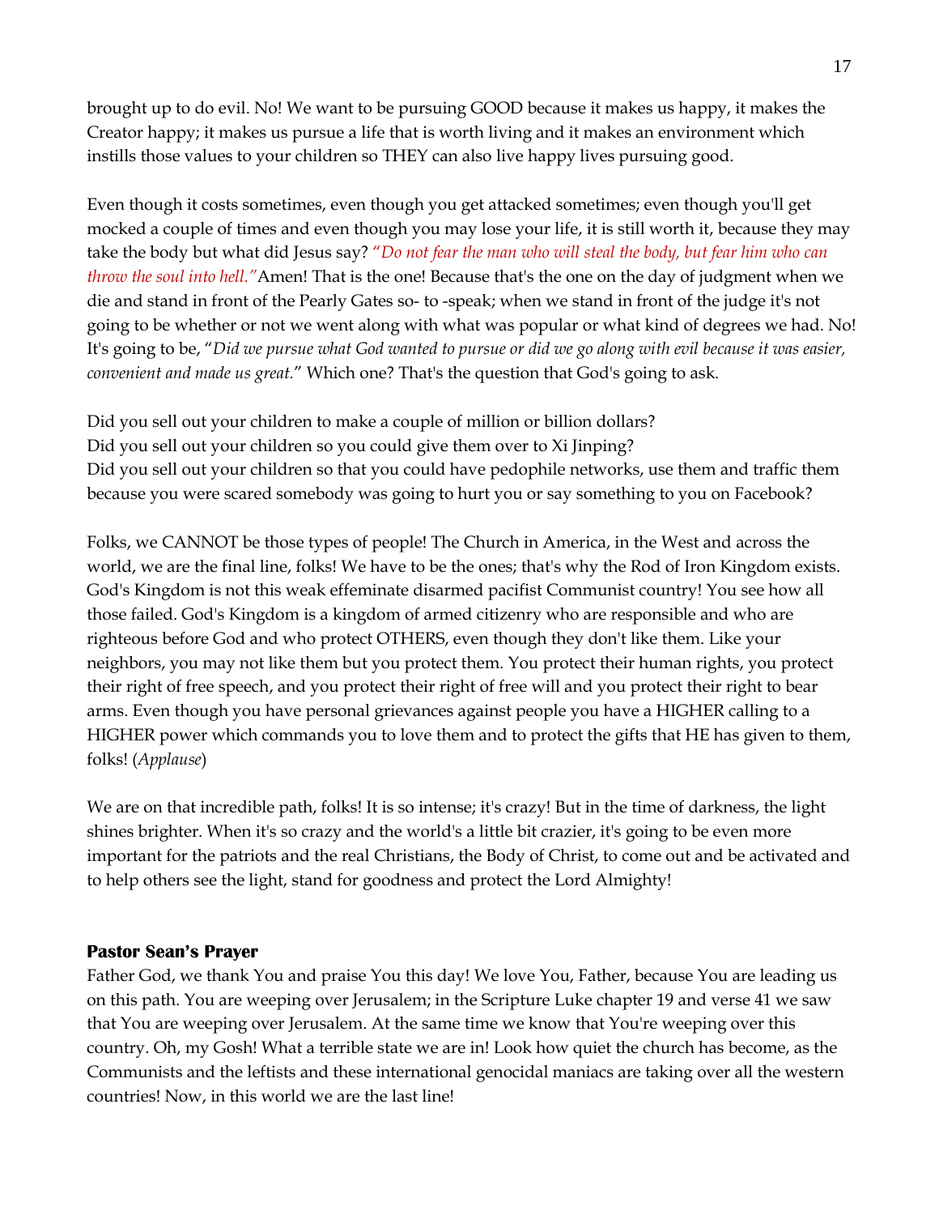brought up to do evil. No! We want to be pursuing GOOD because it makes us happy, it makes the Creator happy; it makes us pursue a life that is worth living and it makes an environment which instills those values to your children so THEY can also live happy lives pursuing good.

Even though it costs sometimes, even though you get attacked sometimes; even though you'll get mocked a couple of times and even though you may lose your life, it is still worth it, because they may take the body but what did Jesus say? *"Do not fear the man who will steal the body, but fear him who can throw the soul into hell."* Amen! That is the one! Because that's the one on the day of judgment when we die and stand in front of the Pearly Gates so- to -speak; when we stand in front of the judge it's not going to be whether or not we went along with what was popular or what kind of degrees we had. No! It's going to be, "*Did we pursue what God wanted to pursue or did we go along with evil because it was easier, convenient and made us great.*" Which one? That's the question that God's going to ask.

Did you sell out your children to make a couple of million or billion dollars?
Did you sell out your children so you could give them over to Xi Jinping?
Did you sell out your children so that you could have pedophile networks, use them and traffic them because you were scared somebody was going to hurt you or say something to you on Facebook?

Folks, we CANNOT be those types of people! The Church in America, in the West and across the world, we are the final line, folks! We have to be the ones; that's why the Rod of Iron Kingdom exists. God's Kingdom is not this weak effeminate disarmed pacifist Communist country! You see how all those failed. God's Kingdom is a kingdom of armed citizenry who are responsible and who are righteous before God and who protect OTHERS, even though they don't like them. Like your neighbors, you may not like them but you protect them. You protect their human rights, you protect their right of free speech, and you protect their right of free will and you protect their right to bear arms. Even though you have personal grievances against people you have a HIGHER calling to a HIGHER power which commands you to love them and to protect the gifts that HE has given to them, folks! (*Applause*)

We are on that incredible path, folks! It is so intense; it's crazy! But in the time of darkness, the light shines brighter. When it's so crazy and the world's a little bit crazier, it's going to be even more important for the patriots and the real Christians, the Body of Christ, to come out and be activated and to help others see the light, stand for goodness and protect the Lord Almighty!

### Pastor Sean's Prayer

Father God, we thank You and praise You this day! We love You, Father, because You are leading us on this path. You are weeping over Jerusalem; in the Scripture Luke chapter 19 and verse 41 we saw that You are weeping over Jerusalem. At the same time we know that You're weeping over this country. Oh, my Gosh! What a terrible state we are in! Look how quiet the church has become, as the Communists and the leftists and these international genocidal maniacs are taking over all the western countries! Now, in this world we are the last line!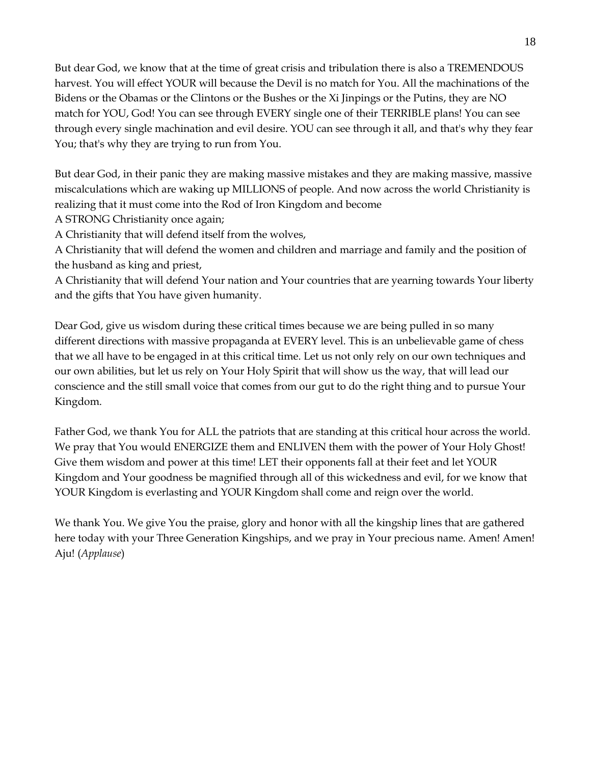But dear God, we know that at the time of great crisis and tribulation there is also a TREMENDOUS harvest. You will effect YOUR will because the Devil is no match for You. All the machinations of the Bidens or the Obamas or the Clintons or the Bushes or the Xi Jinpings or the Putins, they are NO match for YOU, God! You can see through EVERY single one of their TERRIBLE plans! You can see through every single machination and evil desire. YOU can see through it all, and that's why they fear You; that's why they are trying to run from You.

But dear God, in their panic they are making massive mistakes and they are making massive, massive miscalculations which are waking up MILLIONS of people. And now across the world Christianity is realizing that it must come into the Rod of Iron Kingdom and become
A STRONG Christianity once again;
A Christianity that will defend itself from the wolves,
A Christianity that will defend the women and children and marriage and family and the position of the husband as king and priest,
A Christianity that will defend Your nation and Your countries that are yearning towards Your liberty and the gifts that You have given humanity.

Dear God, give us wisdom during these critical times because we are being pulled in so many different directions with massive propaganda at EVERY level. This is an unbelievable game of chess that we all have to be engaged in at this critical time. Let us not only rely on our own techniques and our own abilities, but let us rely on Your Holy Spirit that will show us the way, that will lead our conscience and the still small voice that comes from our gut to do the right thing and to pursue Your Kingdom.

Father God, we thank You for ALL the patriots that are standing at this critical hour across the world. We pray that You would ENERGIZE them and ENLIVEN them with the power of Your Holy Ghost! Give them wisdom and power at this time! LET their opponents fall at their feet and let YOUR Kingdom and Your goodness be magnified through all of this wickedness and evil, for we know that YOUR Kingdom is everlasting and YOUR Kingdom shall come and reign over the world.

We thank You. We give You the praise, glory and honor with all the kingship lines that are gathered here today with your Three Generation Kingships, and we pray in Your precious name. Amen! Amen! Aju! (*Applause*)